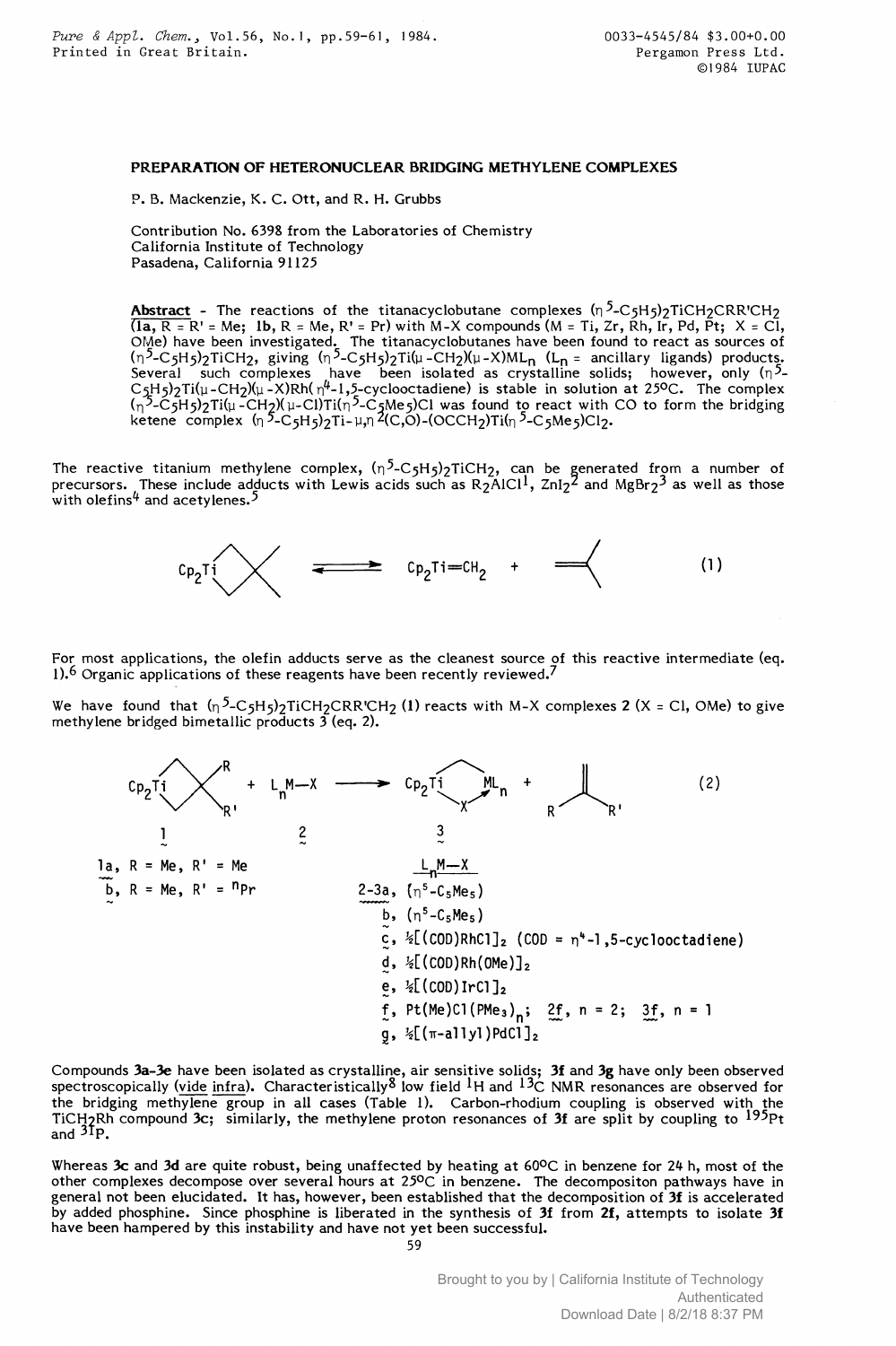# PREPARATION OF HETERONUCLEAR BRIDGING METHYLENE COMPLEXES

P. B. Mackenzie, K. C. Ott, and R. H. Grubbs

Contribution No. 6398 from the Laboratories of Chemistry
California Institute of Technology
Pasadena, California 91125

**Abstract** - The reactions of the titanacyclobutane complexes $(\eta^5\text{-}C_5H_5)_2TiCH_2CRR'CH_2$ (**1a**, R = R' = Me; **1b**, R = Me, R' = Pr) with M-X compounds (M = Ti, Zr, Rh, Ir, Pd, Pt; X = Cl, OMe) have been investigated. The titanacyclobutanes have been found to react as sources of $(\eta^5\text{-}C_5H_5)_2TiCH_2$, giving $(\eta^5\text{-}C_5H_5)_2Ti(\mu\text{-}CH_2)(\mu\text{-}X)ML_n$ ($L_n$ = ancillary ligands) products. Several such complexes have been isolated as crystalline solids; however, only $(\eta^5\text{-}C_5H_5)_2Ti(\mu\text{-}CH_2)(\mu\text{-}X)Rh(\eta^4\text{-}1,5\text{-cyclooctadiene})$ is stable in solution at 25°C. The complex $(\eta^5\text{-}C_5H_5)_2Ti(\mu\text{-}CH_2)(\mu\text{-}Cl)Ti(\eta^5\text{-}C_5Me_5)Cl$ was found to react with CO to form the bridging ketene complex $(\eta^5\text{-}C_5H_5)_2Ti\text{-}\mu,\eta^2(C,O)\text{-}(OCCH_2)Ti(\eta^5\text{-}C_5Me_5)Cl_2$.

The reactive titanium methylene complex, $(\eta^5\text{-}C_5H_5)_2TiCH_2$, can be generated from a number of precursors. These include adducts with Lewis acids such as $R_2AlCl$[1], $ZnI_2$[2] and $MgBr_2$[3] as well as those with olefins[4] and acetylenes.[5]

$$Cp_2Ti(CH_2CMe_2CH_2) \rightleftharpoons Cp_2Ti{=}CH_2 + CH_2{=}CMe_2 \qquad (1)$$

For most applications, the olefin adducts serve as the cleanest source of this reactive intermediate (eq. 1).[6] Organic applications of these reagents have been recently reviewed.[7]

We have found that $(\eta^5\text{-}C_5H_5)_2TiCH_2CRR'CH_2$ (**1**) reacts with M-X complexes **2** (X = Cl, OMe) to give methylene bridged bimetallic products **3** (eq. 2).

$$Cp_2Ti(CH_2CRR'CH_2)\ (\mathbf{1}) + L_nM{-}X\ (\mathbf{2}) \longrightarrow Cp_2Ti(\mu\text{-}CH_2)(\mu\text{-}X)ML_n\ (\mathbf{3}) + CH_2{=}CRR' \qquad (2)$$

**1a**, R = Me, R' = Me
**b**, R = Me, R' = ⁿPr

$L_nM{-}X$:

- **2-3a**, $(\eta^5\text{-}C_5Me_5)$
- **b**, $(\eta^5\text{-}C_5Me_5)$
- **c**, ½[(COD)RhCl]₂ (COD = $\eta^4$-1,5-cyclooctadiene)
- **d**, ½[(COD)Rh(OMe)]₂
- **e**, ½[(COD)IrCl]₂
- **f**, $Pt(Me)Cl(PMe_3)_n$; **2f**, n = 2; **3f**, n = 1
- **g**, ½[(π-allyl)PdCl]₂

Compounds **3a-3e** have been isolated as crystalline, air sensitive solids; **3f** and **3g** have only been observed spectroscopically (vide infra). Characteristically[8] low field $^1H$ and $^{13}C$ NMR resonances are observed for the bridging methylene group in all cases (Table 1). Carbon-rhodium coupling is observed with the $TiCH_2Rh$ compound **3c**; similarly, the methylene proton resonances of **3f** are split by coupling to $^{195}Pt$ and $^{31}P$.

Whereas **3c** and **3d** are quite robust, being unaffected by heating at 60°C in benzene for 24 h, most of the other complexes decompose over several hours at 25°C in benzene. The decompositon pathways have in general not been elucidated. It has, however, been established that the decomposition of **3f** is accelerated by added phosphine. Since phosphine is liberated in the synthesis of **3f** from **2f**, attempts to isolate **3f** have been hampered by this instability and have not yet been successful.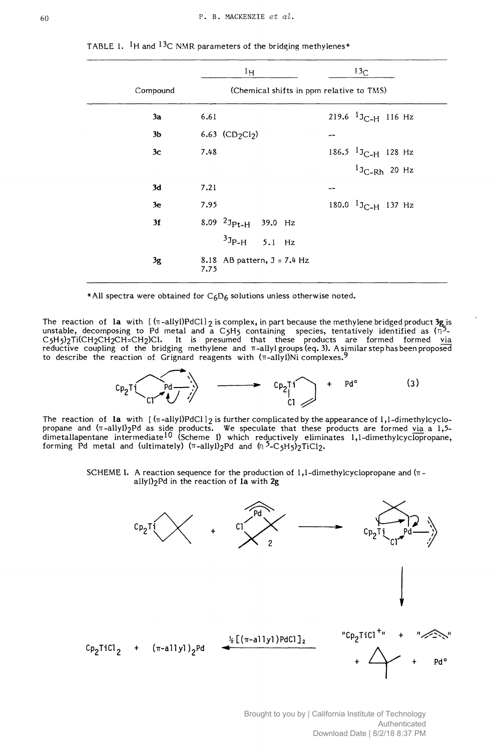TABLE 1. $^{1}H$ and $^{13}C$ NMR parameters of the bridging methylenes*

| Compound | $^{1}H$ | $^{13}C$ |
|---|---|---|
| | (Chemical shifts in ppm relative to TMS) | |
| **3a** | 6.61 | 219.6 $^{1}J_{C-H}$ 116 Hz |
| **3b** | 6.63 ($CD_2Cl_2$) | -- |
| **3c** | 7.48 | 186.5 $^{1}J_{C-H}$ 128 Hz; $^{1}J_{C-Rh}$ 20 Hz |
| **3d** | 7.21 | -- |
| **3e** | 7.95 | 180.0 $^{1}J_{C-H}$ 137 Hz |
| **3f** | 8.09 $^{2}J_{Pt-H}$ 39.0 Hz; $^{3}J_{P-H}$ 5.1 Hz | |
| **3g** | 8.18, 7.75 AB pattern, J = 7.4 Hz | |

*All spectra were obtained for $C_6D_6$ solutions unless otherwise noted.

The reaction of **1a** with [(π-allyl)PdCl]$_2$ is complex, in part because the methylene bridged product **3g** is unstable, decomposing to Pd metal and a $C_5H_5$ containing species, tentatively identified as ($\eta^5$-$C_5H_5$)$_2$Ti($CH_2CH_2CH{=}CH_2$)Cl. It is presumed that these products are formed via reductive coupling of the bridging methylene and π-allyl groups (eq. 3). A similar step has been proposed to describe the reaction of Grignard reagents with (π-allyl)Ni complexes.[9]

(3)

The reaction of **1a** with [(π-allyl)PdCl]$_2$ is further complicated by the appearance of 1,1-dimethylcyclopropane and (π-allyl)$_2$Pd as side products. We speculate that these products are formed via a 1,5-dimetallapentane intermediate[10] (Scheme I) which reductively eliminates 1,1-dimethylcyclopropane, forming Pd metal and (ultimately) (π-allyl)$_2$Pd and ($\eta^5$-$C_5H_5$)$_2$TiCl$_2$.

SCHEME I. A reaction sequence for the production of 1,1-dimethylcyclopropane and (π-allyl)$_2$Pd in the reaction of **1a** with **2g**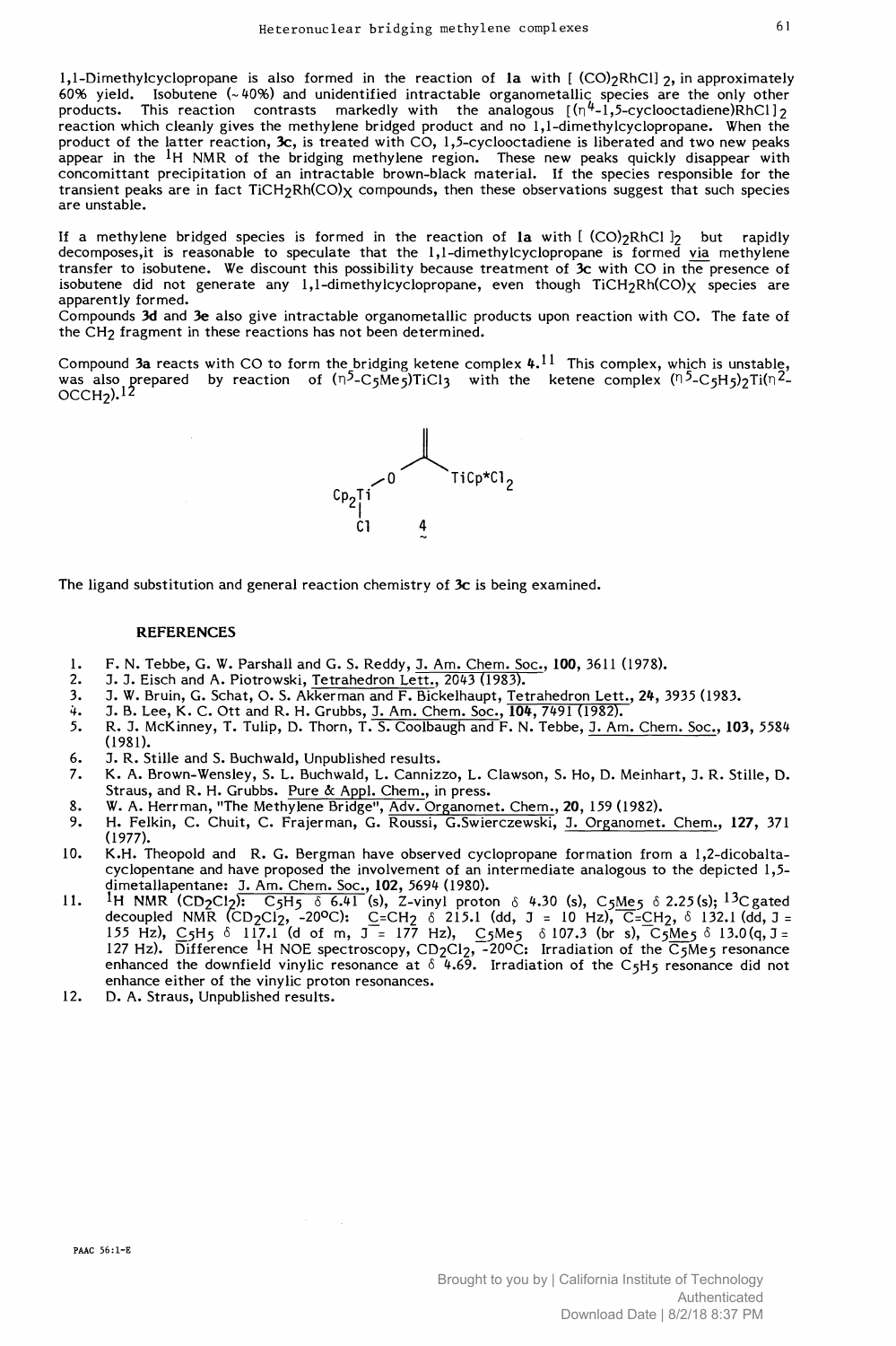1,1-Dimethylcyclopropane is also formed in the reaction of **1a** with $[(CO)_2RhCl]_2$, in approximately 60% yield. Isobutene (~40%) and unidentified intractable organometallic species are the only other products. This reaction contrasts markedly with the analogous $[(\eta^4\text{-}1,5\text{-cyclooctadiene})RhCl]_2$ reaction which cleanly gives the methylene bridged product and no 1,1-dimethylcyclopropane. When the product of the latter reaction, **3c**, is treated with CO, 1,5-cyclooctadiene is liberated and two new peaks appear in the $^1H$ NMR of the bridging methylene region. These new peaks quickly disappear with concomittant precipitation of an intractable brown-black material. If the species responsible for the transient peaks are in fact $TiCH_2Rh(CO)_x$ compounds, then these observations suggest that such species are unstable.

If a methylene bridged species is formed in the reaction of **1a** with $[(CO)_2RhCl]_2$ but rapidly decomposes,it is reasonable to speculate that the 1,1-dimethylcyclopropane is formed via methylene transfer to isobutene. We discount this possibility because treatment of **3c** with CO in the presence of isobutene did not generate any 1,1-dimethylcyclopropane, even though $TiCH_2Rh(CO)_x$ species are apparently formed.

Compounds **3d** and **3e** also give intractable organometallic products upon reaction with CO. The fate of the $CH_2$ fragment in these reactions has not been determined.

Compound **3a** reacts with CO to form the bridging ketene complex **4**.[11] This complex, which is unstable, was also prepared by reaction of $(\eta^5\text{-}C_5Me_5)TiCl_3$ with the ketene complex $(\eta^5\text{-}C_5H_5)_2Ti(\eta^2\text{-}OCCH_2)$.[12]

$Cp_2Ti(Cl)$–O–C(=CH$_2$)–$TiCp^*Cl_2$

4

The ligand substitution and general reaction chemistry of **3c** is being examined.

## REFERENCES

1. F. N. Tebbe, G. W. Parshall and G. S. Reddy, J. Am. Chem. Soc., **100**, 3611 (1978).
2. J. J. Eisch and A. Piotrowski, Tetrahedron Lett., 2043 (1983).
3. J. W. Bruin, G. Schat, O. S. Akkerman and F. Bickelhaupt, Tetrahedron Lett., **24**, 3935 (1983.
4. J. B. Lee, K. C. Ott and R. H. Grubbs, J. Am. Chem. Soc., **104**, 7491 (1982).
5. R. J. McKinney, T. Tulip, D. Thorn, T. S. Coolbaugh and F. N. Tebbe, J. Am. Chem. Soc., **103**, 5584 (1981).
6. J. R. Stille and S. Buchwald, Unpublished results.
7. K. A. Brown-Wensley, S. L. Buchwald, L. Cannizzo, L. Clawson, S. Ho, D. Meinhart, J. R. Stille, D. Straus, and R. H. Grubbs. Pure & Appl. Chem., in press.
8. W. A. Herrman, "The Methylene Bridge", Adv. Organomet. Chem., **20**, 159 (1982).
9. H. Felkin, C. Chuit, C. Frajerman, G. Roussi, G.Swierczewski, J. Organomet. Chem., **127**, 371 (1977).
10. K.H. Theopold and R. G. Bergman have observed cyclopropane formation from a 1,2-dicobaltacyclopentane and have proposed the involvement of an intermediate analogous to the depicted 1,5-dimetallapentane: J. Am. Chem. Soc., **102**, 5694 (1980).
11. $^1H$ NMR ($CD_2Cl_2$): $C_5H_5$ $\delta$ 6.41 (s), Z-vinyl proton $\delta$ 4.30 (s), $C_5Me_5$ $\delta$ 2.25(s); $^{13}C$ gated decoupled NMR ($CD_2Cl_2$, -20°C): $\underline{C}=CH_2$ $\delta$ 215.1 (dd, J = 10 Hz), $C=\underline{C}H_2$, $\delta$ 132.1 (dd, J = 155 Hz), $C_5H_5$ $\delta$ 117.1 (d of m, J = 177 Hz), $\underline{C}_5Me_5$ $\delta$ 107.3 (br s), $C_5\underline{Me}_5$ $\delta$ 13.0(q, J = 127 Hz). Difference $^1H$ NOE spectroscopy, $CD_2Cl_2$, -20°C: Irradiation of the $C_5Me_5$ resonance enhanced the downfield vinylic resonance at $\delta$ 4.69. Irradiation of the $C_5H_5$ resonance did not enhance either of the vinylic proton resonances.
12. D. A. Straus, Unpublished results.